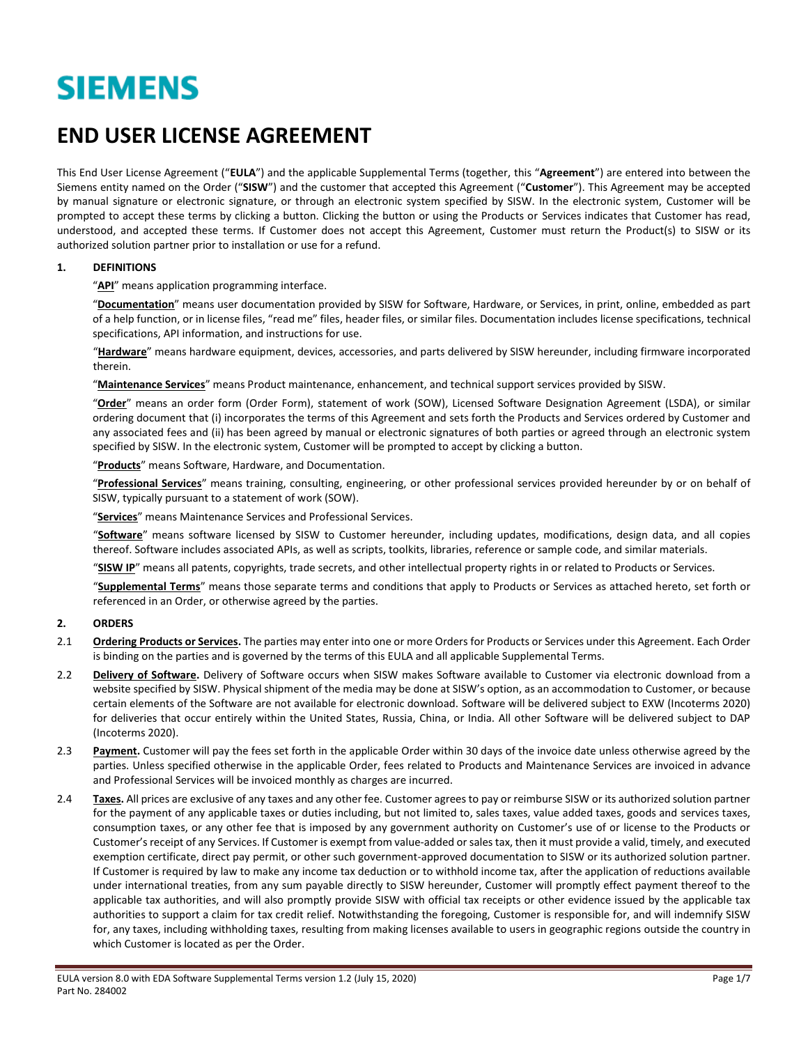**SIEMENS**

# END USER LICENSE AGREEMENT

This End User License Agreement ("**EULA**") and the applicable Supplemental Terms (together, this "**Agreement**") are entered into between the Siemens entity named on the Order ("**SISW**") and the customer that accepted this Agreement ("**Customer**"). This Agreement may be accepted by manual signature or electronic signature, or through an electronic system specified by SISW. In the electronic system, Customer will be prompted to accept these terms by clicking a button. Clicking the button or using the Products or Services indicates that Customer has read, understood, and accepted these terms. If Customer does not accept this Agreement, Customer must return the Product(s) to SISW or its authorized solution partner prior to installation or use for a refund.

## 1. DEFINITIONS

"**API**" means application programming interface.

"**Documentation**" means user documentation provided by SISW for Software, Hardware, or Services, in print, online, embedded as part of a help function, or in license files, "read me" files, header files, or similar files. Documentation includes license specifications, technical specifications, API information, and instructions for use.

"**Hardware**" means hardware equipment, devices, accessories, and parts delivered by SISW hereunder, including firmware incorporated therein.

"**Maintenance Services**" means Product maintenance, enhancement, and technical support services provided by SISW.

"**Order**" means an order form (Order Form), statement of work (SOW), Licensed Software Designation Agreement (LSDA), or similar ordering document that (i) incorporates the terms of this Agreement and sets forth the Products and Services ordered by Customer and any associated fees and (ii) has been agreed by manual or electronic signatures of both parties or agreed through an electronic system specified by SISW. In the electronic system, Customer will be prompted to accept by clicking a button.

"**Products**" means Software, Hardware, and Documentation.

"**Professional Services**" means training, consulting, engineering, or other professional services provided hereunder by or on behalf of SISW, typically pursuant to a statement of work (SOW).

"**Services**" means Maintenance Services and Professional Services.

"**Software**" means software licensed by SISW to Customer hereunder, including updates, modifications, design data, and all copies thereof. Software includes associated APIs, as well as scripts, toolkits, libraries, reference or sample code, and similar materials.

"**SISW IP**" means all patents, copyrights, trade secrets, and other intellectual property rights in or related to Products or Services.

"**Supplemental Terms**" means those separate terms and conditions that apply to Products or Services as attached hereto, set forth or referenced in an Order, or otherwise agreed by the parties.

## 2. ORDERS

2.1 **Ordering Products or Services.** The parties may enter into one or more Orders for Products or Services under this Agreement. Each Order is binding on the parties and is governed by the terms of this EULA and all applicable Supplemental Terms.

2.2 **Delivery of Software.** Delivery of Software occurs when SISW makes Software available to Customer via electronic download from a website specified by SISW. Physical shipment of the media may be done at SISW's option, as an accommodation to Customer, or because certain elements of the Software are not available for electronic download. Software will be delivered subject to EXW (Incoterms 2020) for deliveries that occur entirely within the United States, Russia, China, or India. All other Software will be delivered subject to DAP (Incoterms 2020).

2.3 **Payment.** Customer will pay the fees set forth in the applicable Order within 30 days of the invoice date unless otherwise agreed by the parties. Unless specified otherwise in the applicable Order, fees related to Products and Maintenance Services are invoiced in advance and Professional Services will be invoiced monthly as charges are incurred.

2.4 **Taxes.** All prices are exclusive of any taxes and any other fee. Customer agrees to pay or reimburse SISW or its authorized solution partner for the payment of any applicable taxes or duties including, but not limited to, sales taxes, value added taxes, goods and services taxes, consumption taxes, or any other fee that is imposed by any government authority on Customer's use of or license to the Products or Customer's receipt of any Services. If Customer is exempt from value-added or sales tax, then it must provide a valid, timely, and executed exemption certificate, direct pay permit, or other such government-approved documentation to SISW or its authorized solution partner. If Customer is required by law to make any income tax deduction or to withhold income tax, after the application of reductions available under international treaties, from any sum payable directly to SISW hereunder, Customer will promptly effect payment thereof to the applicable tax authorities, and will also promptly provide SISW with official tax receipts or other evidence issued by the applicable tax authorities to support a claim for tax credit relief. Notwithstanding the foregoing, Customer is responsible for, and will indemnify SISW for, any taxes, including withholding taxes, resulting from making licenses available to users in geographic regions outside the country in which Customer is located as per the Order.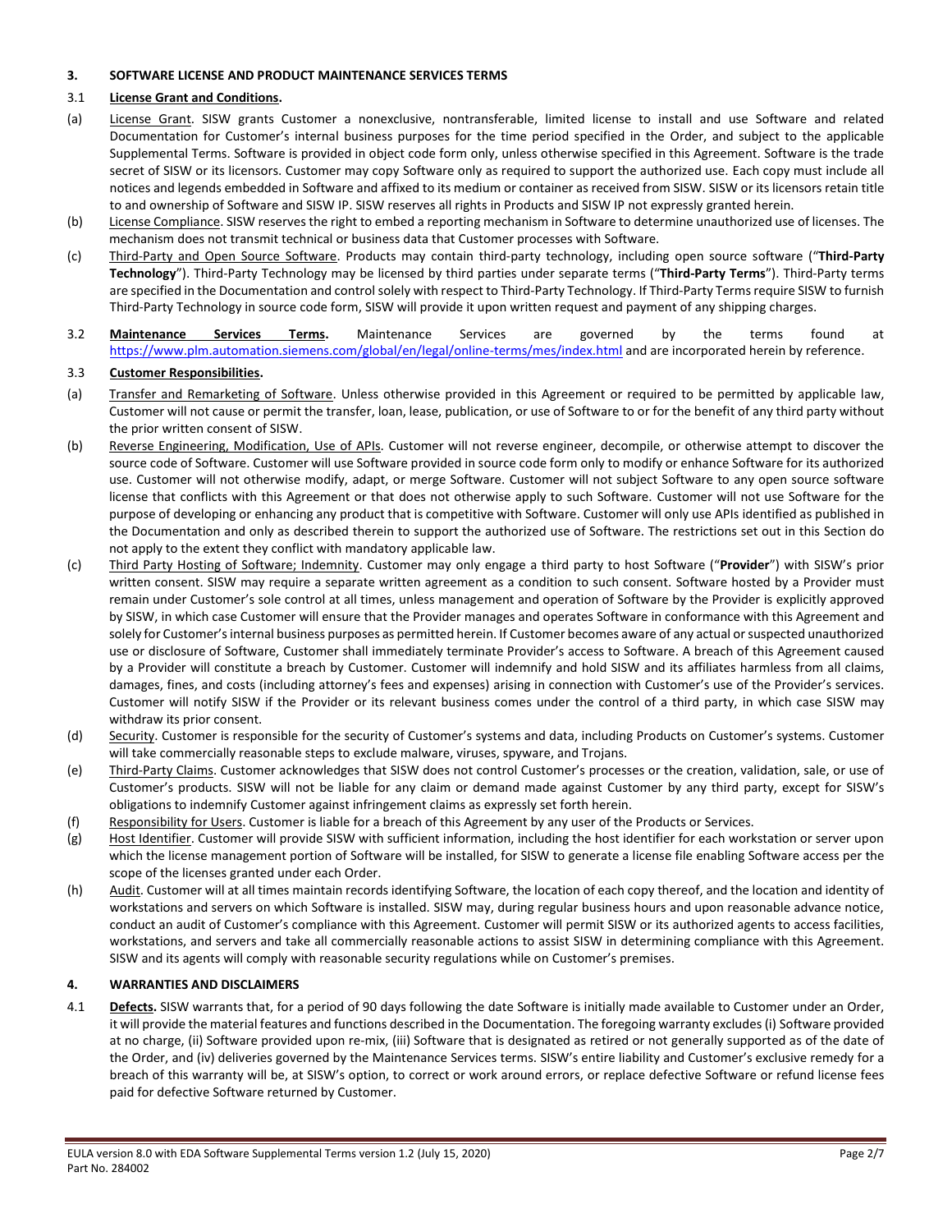### 3. SOFTWARE LICENSE AND PRODUCT MAINTENANCE SERVICES TERMS

3.1 **License Grant and Conditions.**

(a) License Grant. SISW grants Customer a nonexclusive, nontransferable, limited license to install and use Software and related Documentation for Customer's internal business purposes for the time period specified in the Order, and subject to the applicable Supplemental Terms. Software is provided in object code form only, unless otherwise specified in this Agreement. Software is the trade secret of SISW or its licensors. Customer may copy Software only as required to support the authorized use. Each copy must include all notices and legends embedded in Software and affixed to its medium or container as received from SISW. SISW or its licensors retain title to and ownership of Software and SISW IP. SISW reserves all rights in Products and SISW IP not expressly granted herein.

(b) License Compliance. SISW reserves the right to embed a reporting mechanism in Software to determine unauthorized use of licenses. The mechanism does not transmit technical or business data that Customer processes with Software.

(c) Third-Party and Open Source Software. Products may contain third-party technology, including open source software ("**Third-Party Technology**"). Third-Party Technology may be licensed by third parties under separate terms ("**Third-Party Terms**"). Third-Party terms are specified in the Documentation and control solely with respect to Third-Party Technology. If Third-Party Terms require SISW to furnish Third-Party Technology in source code form, SISW will provide it upon written request and payment of any shipping charges.

3.2 **Maintenance Services Terms.** Maintenance Services are governed by the terms found at https://www.plm.automation.siemens.com/global/en/legal/online-terms/mes/index.html and are incorporated herein by reference.

3.3 **Customer Responsibilities.**

(a) Transfer and Remarketing of Software. Unless otherwise provided in this Agreement or required to be permitted by applicable law, Customer will not cause or permit the transfer, loan, lease, publication, or use of Software to or for the benefit of any third party without the prior written consent of SISW.

(b) Reverse Engineering, Modification, Use of APIs. Customer will not reverse engineer, decompile, or otherwise attempt to discover the source code of Software. Customer will use Software provided in source code form only to modify or enhance Software for its authorized use. Customer will not otherwise modify, adapt, or merge Software. Customer will not subject Software to any open source software license that conflicts with this Agreement or that does not otherwise apply to such Software. Customer will not use Software for the purpose of developing or enhancing any product that is competitive with Software. Customer will only use APIs identified as published in the Documentation and only as described therein to support the authorized use of Software. The restrictions set out in this Section do not apply to the extent they conflict with mandatory applicable law.

(c) Third Party Hosting of Software; Indemnity. Customer may only engage a third party to host Software ("**Provider**") with SISW's prior written consent. SISW may require a separate written agreement as a condition to such consent. Software hosted by a Provider must remain under Customer's sole control at all times, unless management and operation of Software by the Provider is explicitly approved by SISW, in which case Customer will ensure that the Provider manages and operates Software in conformance with this Agreement and solely for Customer's internal business purposes as permitted herein. If Customer becomes aware of any actual or suspected unauthorized use or disclosure of Software, Customer shall immediately terminate Provider's access to Software. A breach of this Agreement caused by a Provider will constitute a breach by Customer. Customer will indemnify and hold SISW and its affiliates harmless from all claims, damages, fines, and costs (including attorney's fees and expenses) arising in connection with Customer's use of the Provider's services. Customer will notify SISW if the Provider or its relevant business comes under the control of a third party, in which case SISW may withdraw its prior consent.

(d) Security. Customer is responsible for the security of Customer's systems and data, including Products on Customer's systems. Customer will take commercially reasonable steps to exclude malware, viruses, spyware, and Trojans.

(e) Third-Party Claims. Customer acknowledges that SISW does not control Customer's processes or the creation, validation, sale, or use of Customer's products. SISW will not be liable for any claim or demand made against Customer by any third party, except for SISW's obligations to indemnify Customer against infringement claims as expressly set forth herein.

(f) Responsibility for Users. Customer is liable for a breach of this Agreement by any user of the Products or Services.

(g) Host Identifier. Customer will provide SISW with sufficient information, including the host identifier for each workstation or server upon which the license management portion of Software will be installed, for SISW to generate a license file enabling Software access per the scope of the licenses granted under each Order.

(h) Audit. Customer will at all times maintain records identifying Software, the location of each copy thereof, and the location and identity of workstations and servers on which Software is installed. SISW may, during regular business hours and upon reasonable advance notice, conduct an audit of Customer's compliance with this Agreement. Customer will permit SISW or its authorized agents to access facilities, workstations, and servers and take all commercially reasonable actions to assist SISW in determining compliance with this Agreement. SISW and its agents will comply with reasonable security regulations while on Customer's premises.

### 4. WARRANTIES AND DISCLAIMERS

4.1 **Defects.** SISW warrants that, for a period of 90 days following the date Software is initially made available to Customer under an Order, it will provide the material features and functions described in the Documentation. The foregoing warranty excludes (i) Software provided at no charge, (ii) Software provided upon re-mix, (iii) Software that is designated as retired or not generally supported as of the date of the Order, and (iv) deliveries governed by the Maintenance Services terms. SISW's entire liability and Customer's exclusive remedy for a breach of this warranty will be, at SISW's option, to correct or work around errors, or replace defective Software or refund license fees paid for defective Software returned by Customer.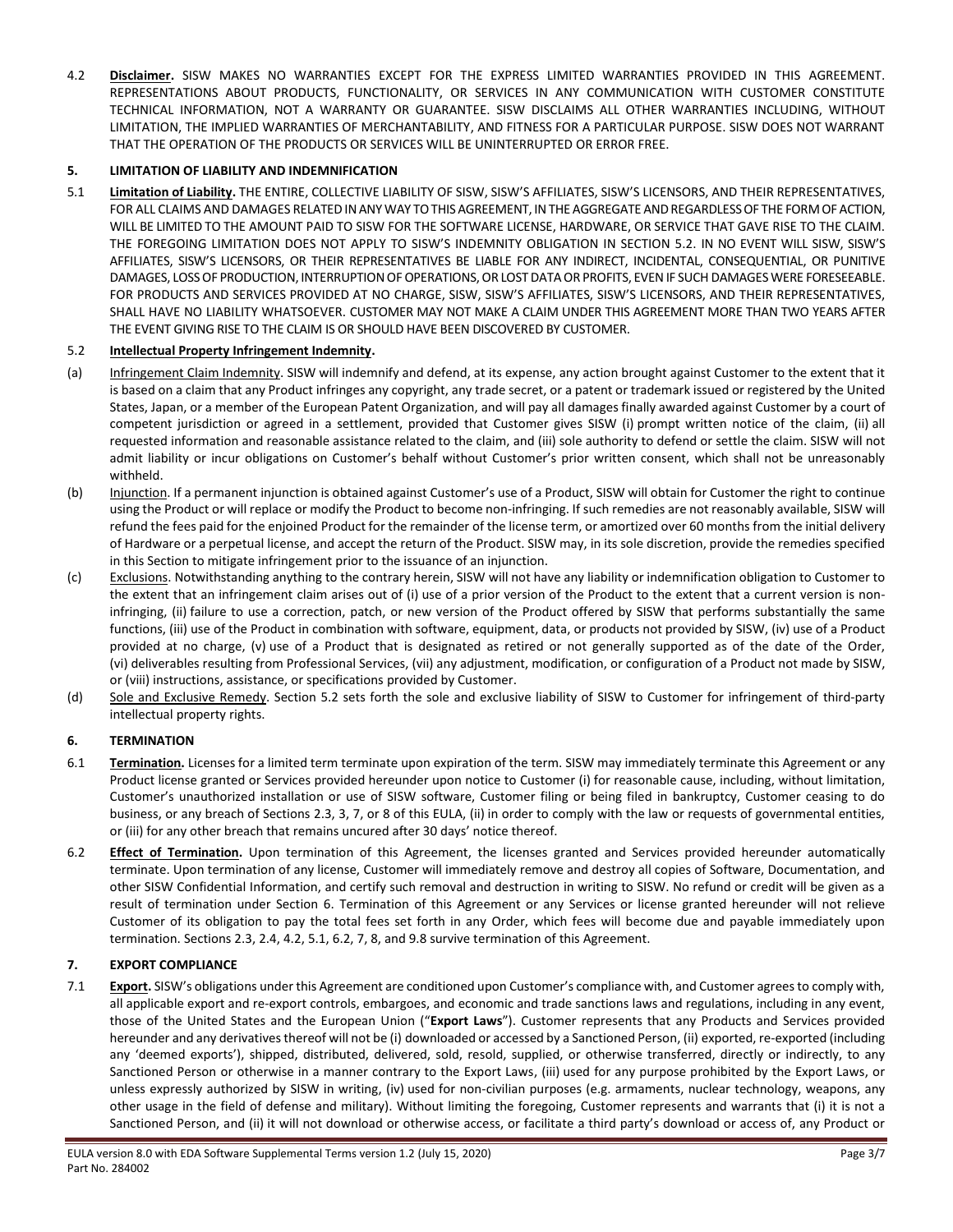4.2 **Disclaimer.** SISW MAKES NO WARRANTIES EXCEPT FOR THE EXPRESS LIMITED WARRANTIES PROVIDED IN THIS AGREEMENT. REPRESENTATIONS ABOUT PRODUCTS, FUNCTIONALITY, OR SERVICES IN ANY COMMUNICATION WITH CUSTOMER CONSTITUTE TECHNICAL INFORMATION, NOT A WARRANTY OR GUARANTEE. SISW DISCLAIMS ALL OTHER WARRANTIES INCLUDING, WITHOUT LIMITATION, THE IMPLIED WARRANTIES OF MERCHANTABILITY, AND FITNESS FOR A PARTICULAR PURPOSE. SISW DOES NOT WARRANT THAT THE OPERATION OF THE PRODUCTS OR SERVICES WILL BE UNINTERRUPTED OR ERROR FREE.

## 5. LIMITATION OF LIABILITY AND INDEMNIFICATION

5.1 **Limitation of Liability.** THE ENTIRE, COLLECTIVE LIABILITY OF SISW, SISW'S AFFILIATES, SISW'S LICENSORS, AND THEIR REPRESENTATIVES, FOR ALL CLAIMS AND DAMAGES RELATED IN ANY WAY TO THIS AGREEMENT, IN THE AGGREGATE AND REGARDLESS OF THE FORM OF ACTION, WILL BE LIMITED TO THE AMOUNT PAID TO SISW FOR THE SOFTWARE LICENSE, HARDWARE, OR SERVICE THAT GAVE RISE TO THE CLAIM. THE FOREGOING LIMITATION DOES NOT APPLY TO SISW'S INDEMNITY OBLIGATION IN SECTION 5.2. IN NO EVENT WILL SISW, SISW'S AFFILIATES, SISW'S LICENSORS, OR THEIR REPRESENTATIVES BE LIABLE FOR ANY INDIRECT, INCIDENTAL, CONSEQUENTIAL, OR PUNITIVE DAMAGES, LOSS OF PRODUCTION, INTERRUPTION OF OPERATIONS, OR LOST DATA OR PROFITS, EVEN IF SUCH DAMAGES WERE FORESEEABLE. FOR PRODUCTS AND SERVICES PROVIDED AT NO CHARGE, SISW, SISW'S AFFILIATES, SISW'S LICENSORS, AND THEIR REPRESENTATIVES, SHALL HAVE NO LIABILITY WHATSOEVER. CUSTOMER MAY NOT MAKE A CLAIM UNDER THIS AGREEMENT MORE THAN TWO YEARS AFTER THE EVENT GIVING RISE TO THE CLAIM IS OR SHOULD HAVE BEEN DISCOVERED BY CUSTOMER.

5.2 **Intellectual Property Infringement Indemnity.**

(a) Infringement Claim Indemnity. SISW will indemnify and defend, at its expense, any action brought against Customer to the extent that it is based on a claim that any Product infringes any copyright, any trade secret, or a patent or trademark issued or registered by the United States, Japan, or a member of the European Patent Organization, and will pay all damages finally awarded against Customer by a court of competent jurisdiction or agreed in a settlement, provided that Customer gives SISW (i) prompt written notice of the claim, (ii) all requested information and reasonable assistance related to the claim, and (iii) sole authority to defend or settle the claim. SISW will not admit liability or incur obligations on Customer's behalf without Customer's prior written consent, which shall not be unreasonably withheld.

(b) Injunction. If a permanent injunction is obtained against Customer's use of a Product, SISW will obtain for Customer the right to continue using the Product or will replace or modify the Product to become non-infringing. If such remedies are not reasonably available, SISW will refund the fees paid for the enjoined Product for the remainder of the license term, or amortized over 60 months from the initial delivery of Hardware or a perpetual license, and accept the return of the Product. SISW may, in its sole discretion, provide the remedies specified in this Section to mitigate infringement prior to the issuance of an injunction.

(c) Exclusions. Notwithstanding anything to the contrary herein, SISW will not have any liability or indemnification obligation to Customer to the extent that an infringement claim arises out of (i) use of a prior version of the Product to the extent that a current version is non-infringing, (ii) failure to use a correction, patch, or new version of the Product offered by SISW that performs substantially the same functions, (iii) use of the Product in combination with software, equipment, data, or products not provided by SISW, (iv) use of a Product provided at no charge, (v) use of a Product that is designated as retired or not generally supported as of the date of the Order, (vi) deliverables resulting from Professional Services, (vii) any adjustment, modification, or configuration of a Product not made by SISW, or (viii) instructions, assistance, or specifications provided by Customer.

(d) Sole and Exclusive Remedy. Section 5.2 sets forth the sole and exclusive liability of SISW to Customer for infringement of third-party intellectual property rights.

## 6. TERMINATION

6.1 **Termination.** Licenses for a limited term terminate upon expiration of the term. SISW may immediately terminate this Agreement or any Product license granted or Services provided hereunder upon notice to Customer (i) for reasonable cause, including, without limitation, Customer's unauthorized installation or use of SISW software, Customer filing or being filed in bankruptcy, Customer ceasing to do business, or any breach of Sections 2.3, 3, 7, or 8 of this EULA, (ii) in order to comply with the law or requests of governmental entities, or (iii) for any other breach that remains uncured after 30 days' notice thereof.

6.2 **Effect of Termination.** Upon termination of this Agreement, the licenses granted and Services provided hereunder automatically terminate. Upon termination of any license, Customer will immediately remove and destroy all copies of Software, Documentation, and other SISW Confidential Information, and certify such removal and destruction in writing to SISW. No refund or credit will be given as a result of termination under Section 6. Termination of this Agreement or any Services or license granted hereunder will not relieve Customer of its obligation to pay the total fees set forth in any Order, which fees will become due and payable immediately upon termination. Sections 2.3, 2.4, 4.2, 5.1, 6.2, 7, 8, and 9.8 survive termination of this Agreement.

## 7. EXPORT COMPLIANCE

7.1 **Export.** SISW's obligations under this Agreement are conditioned upon Customer's compliance with, and Customer agrees to comply with, all applicable export and re-export controls, embargoes, and economic and trade sanctions laws and regulations, including in any event, those of the United States and the European Union ("**Export Laws**"). Customer represents that any Products and Services provided hereunder and any derivatives thereof will not be (i) downloaded or accessed by a Sanctioned Person, (ii) exported, re-exported (including any 'deemed exports'), shipped, distributed, delivered, sold, resold, supplied, or otherwise transferred, directly or indirectly, to any Sanctioned Person or otherwise in a manner contrary to the Export Laws, (iii) used for any purpose prohibited by the Export Laws, or unless expressly authorized by SISW in writing, (iv) used for non-civilian purposes (e.g. armaments, nuclear technology, weapons, any other usage in the field of defense and military). Without limiting the foregoing, Customer represents and warrants that (i) it is not a Sanctioned Person, and (ii) it will not download or otherwise access, or facilitate a third party's download or access of, any Product or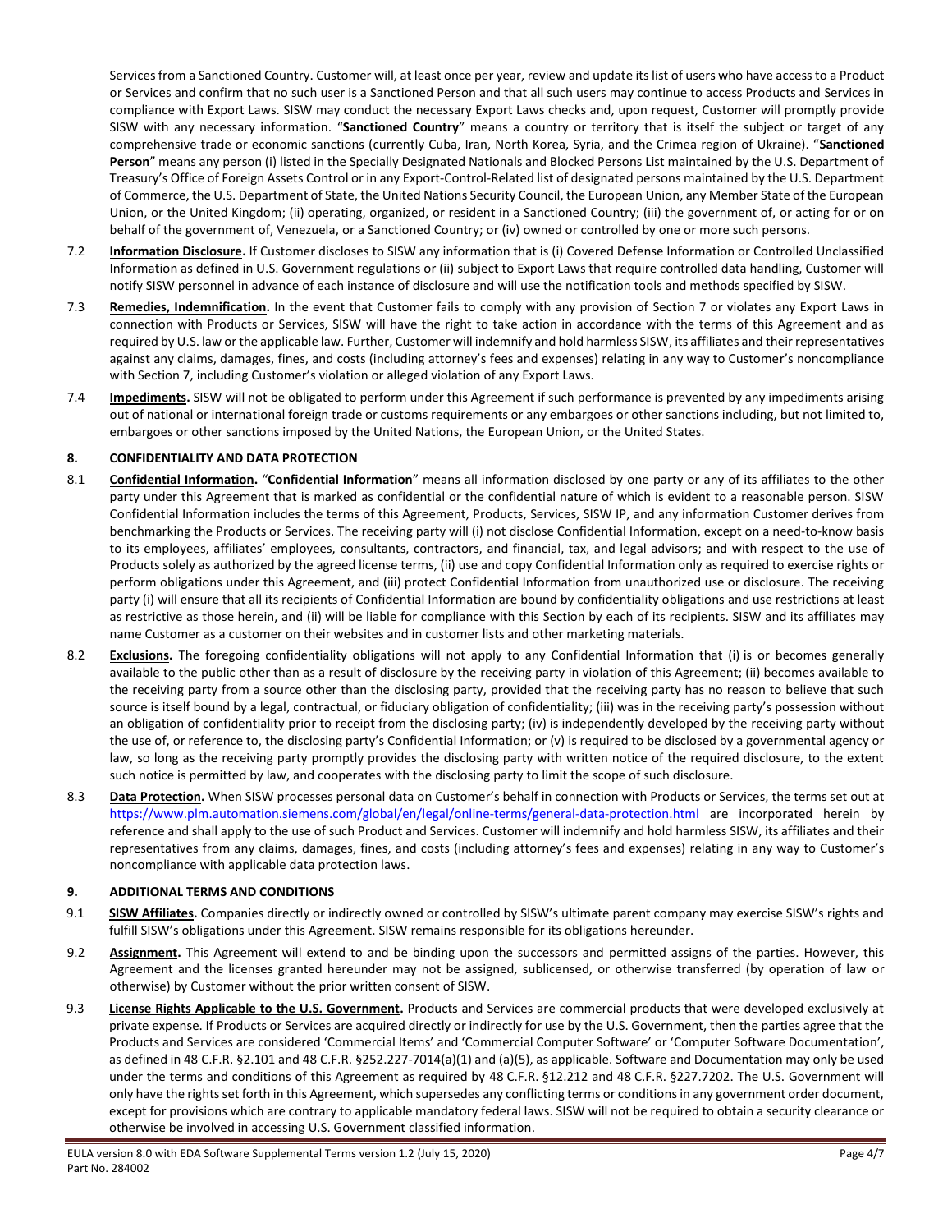Services from a Sanctioned Country. Customer will, at least once per year, review and update its list of users who have access to a Product or Services and confirm that no such user is a Sanctioned Person and that all such users may continue to access Products and Services in compliance with Export Laws. SISW may conduct the necessary Export Laws checks and, upon request, Customer will promptly provide SISW with any necessary information. "**Sanctioned Country**" means a country or territory that is itself the subject or target of any comprehensive trade or economic sanctions (currently Cuba, Iran, North Korea, Syria, and the Crimea region of Ukraine). "**Sanctioned Person**" means any person (i) listed in the Specially Designated Nationals and Blocked Persons List maintained by the U.S. Department of Treasury's Office of Foreign Assets Control or in any Export-Control-Related list of designated persons maintained by the U.S. Department of Commerce, the U.S. Department of State, the United Nations Security Council, the European Union, any Member State of the European Union, or the United Kingdom; (ii) operating, organized, or resident in a Sanctioned Country; (iii) the government of, or acting for or on behalf of the government of, Venezuela, or a Sanctioned Country; or (iv) owned or controlled by one or more such persons.

7.2 **Information Disclosure.** If Customer discloses to SISW any information that is (i) Covered Defense Information or Controlled Unclassified Information as defined in U.S. Government regulations or (ii) subject to Export Laws that require controlled data handling, Customer will notify SISW personnel in advance of each instance of disclosure and will use the notification tools and methods specified by SISW.

7.3 **Remedies, Indemnification.** In the event that Customer fails to comply with any provision of Section 7 or violates any Export Laws in connection with Products or Services, SISW will have the right to take action in accordance with the terms of this Agreement and as required by U.S. law or the applicable law. Further, Customer will indemnify and hold harmless SISW, its affiliates and their representatives against any claims, damages, fines, and costs (including attorney's fees and expenses) relating in any way to Customer's noncompliance with Section 7, including Customer's violation or alleged violation of any Export Laws.

7.4 **Impediments.** SISW will not be obligated to perform under this Agreement if such performance is prevented by any impediments arising out of national or international foreign trade or customs requirements or any embargoes or other sanctions including, but not limited to, embargoes or other sanctions imposed by the United Nations, the European Union, or the United States.

## 8. CONFIDENTIALITY AND DATA PROTECTION

8.1 **Confidential Information.** "**Confidential Information**" means all information disclosed by one party or any of its affiliates to the other party under this Agreement that is marked as confidential or the confidential nature of which is evident to a reasonable person. SISW Confidential Information includes the terms of this Agreement, Products, Services, SISW IP, and any information Customer derives from benchmarking the Products or Services. The receiving party will (i) not disclose Confidential Information, except on a need-to-know basis to its employees, affiliates' employees, consultants, contractors, and financial, tax, and legal advisors; and with respect to the use of Products solely as authorized by the agreed license terms, (ii) use and copy Confidential Information only as required to exercise rights or perform obligations under this Agreement, and (iii) protect Confidential Information from unauthorized use or disclosure. The receiving party (i) will ensure that all its recipients of Confidential Information are bound by confidentiality obligations and use restrictions at least as restrictive as those herein, and (ii) will be liable for compliance with this Section by each of its recipients. SISW and its affiliates may name Customer as a customer on their websites and in customer lists and other marketing materials.

8.2 **Exclusions.** The foregoing confidentiality obligations will not apply to any Confidential Information that (i) is or becomes generally available to the public other than as a result of disclosure by the receiving party in violation of this Agreement; (ii) becomes available to the receiving party from a source other than the disclosing party, provided that the receiving party has no reason to believe that such source is itself bound by a legal, contractual, or fiduciary obligation of confidentiality; (iii) was in the receiving party's possession without an obligation of confidentiality prior to receipt from the disclosing party; (iv) is independently developed by the receiving party without the use of, or reference to, the disclosing party's Confidential Information; or (v) is required to be disclosed by a governmental agency or law, so long as the receiving party promptly provides the disclosing party with written notice of the required disclosure, to the extent such notice is permitted by law, and cooperates with the disclosing party to limit the scope of such disclosure.

8.3 **Data Protection.** When SISW processes personal data on Customer's behalf in connection with Products or Services, the terms set out at https://www.plm.automation.siemens.com/global/en/legal/online-terms/general-data-protection.html are incorporated herein by reference and shall apply to the use of such Product and Services. Customer will indemnify and hold harmless SISW, its affiliates and their representatives from any claims, damages, fines, and costs (including attorney's fees and expenses) relating in any way to Customer's noncompliance with applicable data protection laws.

## 9. ADDITIONAL TERMS AND CONDITIONS

9.1 **SISW Affiliates.** Companies directly or indirectly owned or controlled by SISW's ultimate parent company may exercise SISW's rights and fulfill SISW's obligations under this Agreement. SISW remains responsible for its obligations hereunder.

9.2 **Assignment.** This Agreement will extend to and be binding upon the successors and permitted assigns of the parties. However, this Agreement and the licenses granted hereunder may not be assigned, sublicensed, or otherwise transferred (by operation of law or otherwise) by Customer without the prior written consent of SISW.

9.3 **License Rights Applicable to the U.S. Government.** Products and Services are commercial products that were developed exclusively at private expense. If Products or Services are acquired directly or indirectly for use by the U.S. Government, then the parties agree that the Products and Services are considered 'Commercial Items' and 'Commercial Computer Software' or 'Computer Software Documentation', as defined in 48 C.F.R. §2.101 and 48 C.F.R. §252.227-7014(a)(1) and (a)(5), as applicable. Software and Documentation may only be used under the terms and conditions of this Agreement as required by 48 C.F.R. §12.212 and 48 C.F.R. §227.7202. The U.S. Government will only have the rights set forth in this Agreement, which supersedes any conflicting terms or conditions in any government order document, except for provisions which are contrary to applicable mandatory federal laws. SISW will not be required to obtain a security clearance or otherwise be involved in accessing U.S. Government classified information.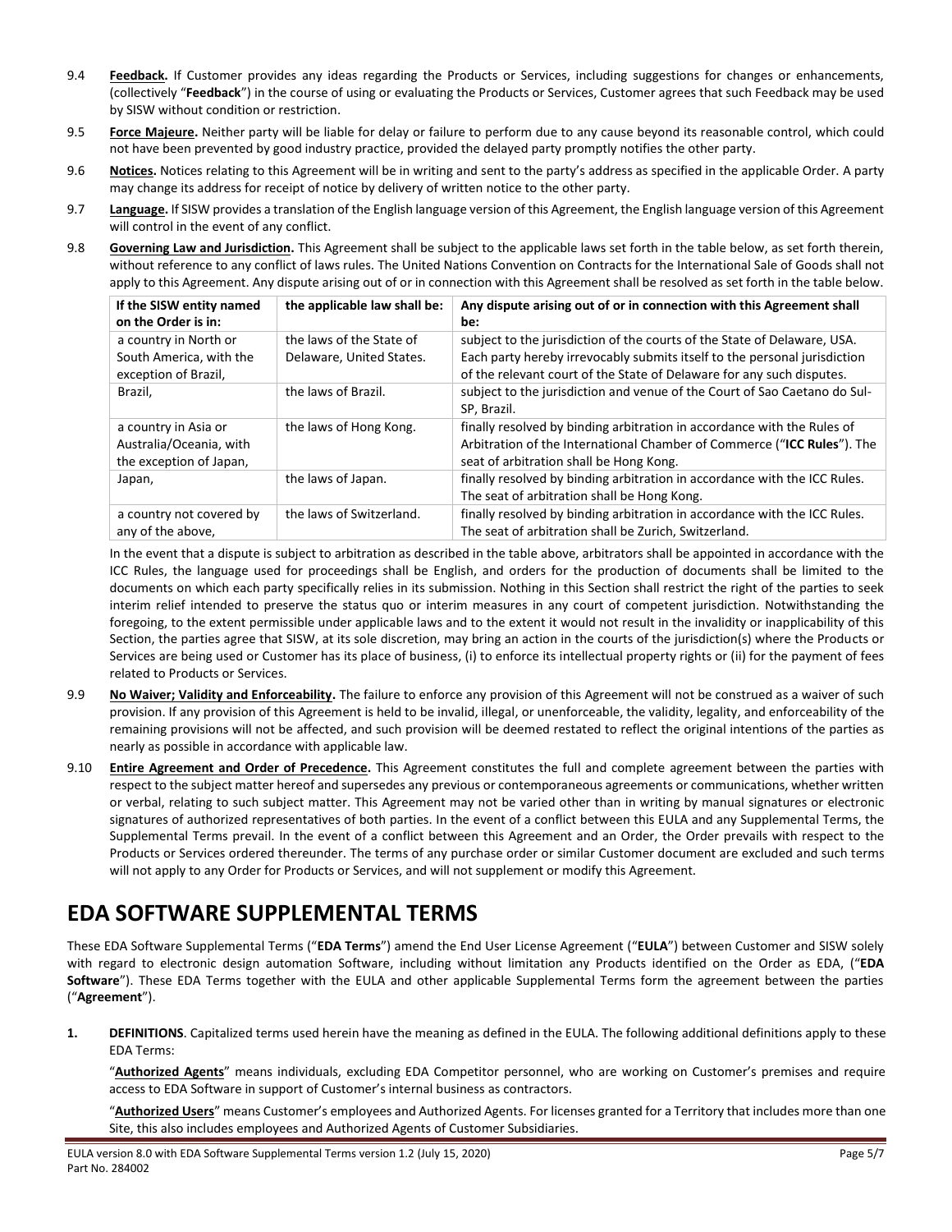9.4 **Feedback.** If Customer provides any ideas regarding the Products or Services, including suggestions for changes or enhancements, (collectively "**Feedback**") in the course of using or evaluating the Products or Services, Customer agrees that such Feedback may be used by SISW without condition or restriction.

9.5 **Force Majeure.** Neither party will be liable for delay or failure to perform due to any cause beyond its reasonable control, which could not have been prevented by good industry practice, provided the delayed party promptly notifies the other party.

9.6 **Notices.** Notices relating to this Agreement will be in writing and sent to the party's address as specified in the applicable Order. A party may change its address for receipt of notice by delivery of written notice to the other party.

9.7 **Language.** If SISW provides a translation of the English language version of this Agreement, the English language version of this Agreement will control in the event of any conflict.

9.8 **Governing Law and Jurisdiction.** This Agreement shall be subject to the applicable laws set forth in the table below, as set forth therein, without reference to any conflict of laws rules. The United Nations Convention on Contracts for the International Sale of Goods shall not apply to this Agreement. Any dispute arising out of or in connection with this Agreement shall be resolved as set forth in the table below.

| If the SISW entity named on the Order is in: | the applicable law shall be: | Any dispute arising out of or in connection with this Agreement shall be: |
|---|---|---|
| a country in North or South America, with the exception of Brazil, | the laws of the State of Delaware, United States. | subject to the jurisdiction of the courts of the State of Delaware, USA. Each party hereby irrevocably submits itself to the personal jurisdiction of the relevant court of the State of Delaware for any such disputes. |
| Brazil, | the laws of Brazil. | subject to the jurisdiction and venue of the Court of Sao Caetano do Sul-SP, Brazil. |
| a country in Asia or Australia/Oceania, with the exception of Japan, | the laws of Hong Kong. | finally resolved by binding arbitration in accordance with the Rules of Arbitration of the International Chamber of Commerce ("**ICC Rules**"). The seat of arbitration shall be Hong Kong. |
| Japan, | the laws of Japan. | finally resolved by binding arbitration in accordance with the ICC Rules. The seat of arbitration shall be Hong Kong. |
| a country not covered by any of the above, | the laws of Switzerland. | finally resolved by binding arbitration in accordance with the ICC Rules. The seat of arbitration shall be Zurich, Switzerland. |

In the event that a dispute is subject to arbitration as described in the table above, arbitrators shall be appointed in accordance with the ICC Rules, the language used for proceedings shall be English, and orders for the production of documents shall be limited to the documents on which each party specifically relies in its submission. Nothing in this Section shall restrict the right of the parties to seek interim relief intended to preserve the status quo or interim measures in any court of competent jurisdiction. Notwithstanding the foregoing, to the extent permissible under applicable laws and to the extent it would not result in the invalidity or inapplicability of this Section, the parties agree that SISW, at its sole discretion, may bring an action in the courts of the jurisdiction(s) where the Products or Services are being used or Customer has its place of business, (i) to enforce its intellectual property rights or (ii) for the payment of fees related to Products or Services.

9.9 **No Waiver; Validity and Enforceability.** The failure to enforce any provision of this Agreement will not be construed as a waiver of such provision. If any provision of this Agreement is held to be invalid, illegal, or unenforceable, the validity, legality, and enforceability of the remaining provisions will not be affected, and such provision will be deemed restated to reflect the original intentions of the parties as nearly as possible in accordance with applicable law.

9.10 **Entire Agreement and Order of Precedence.** This Agreement constitutes the full and complete agreement between the parties with respect to the subject matter hereof and supersedes any previous or contemporaneous agreements or communications, whether written or verbal, relating to such subject matter. This Agreement may not be varied other than in writing by manual signatures or electronic signatures of authorized representatives of both parties. In the event of a conflict between this EULA and any Supplemental Terms, the Supplemental Terms prevail. In the event of a conflict between this Agreement and an Order, the Order prevails with respect to the Products or Services ordered thereunder. The terms of any purchase order or similar Customer document are excluded and such terms will not apply to any Order for Products or Services, and will not supplement or modify this Agreement.

# EDA SOFTWARE SUPPLEMENTAL TERMS

These EDA Software Supplemental Terms ("**EDA Terms**") amend the End User License Agreement ("**EULA**") between Customer and SISW solely with regard to electronic design automation Software, including without limitation any Products identified on the Order as EDA, ("**EDA Software**"). These EDA Terms together with the EULA and other applicable Supplemental Terms form the agreement between the parties ("**Agreement**").

**1. DEFINITIONS**. Capitalized terms used herein have the meaning as defined in the EULA. The following additional definitions apply to these EDA Terms:

"**Authorized Agents**" means individuals, excluding EDA Competitor personnel, who are working on Customer's premises and require access to EDA Software in support of Customer's internal business as contractors.

"**Authorized Users**" means Customer's employees and Authorized Agents. For licenses granted for a Territory that includes more than one Site, this also includes employees and Authorized Agents of Customer Subsidiaries.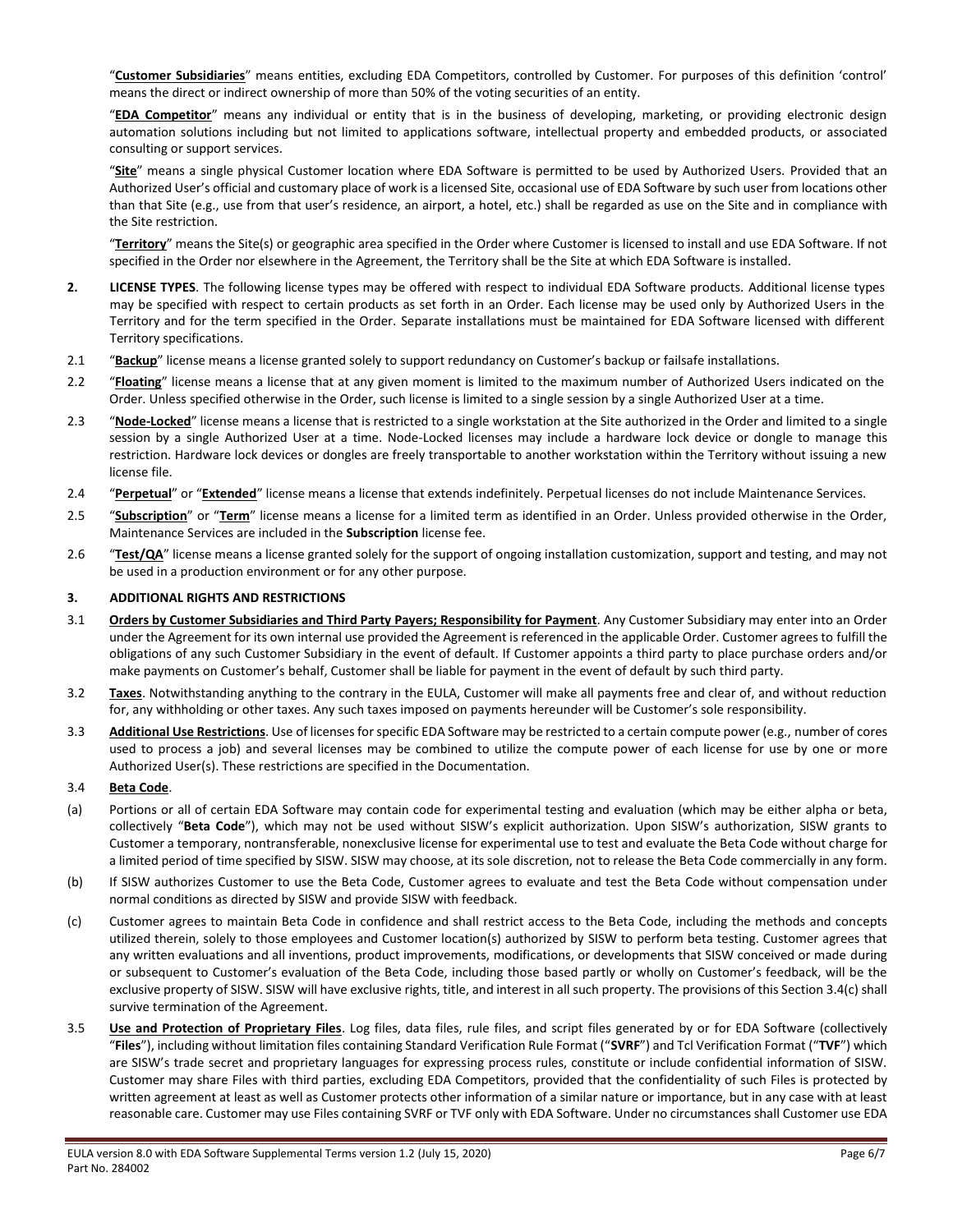"**Customer Subsidiaries**" means entities, excluding EDA Competitors, controlled by Customer. For purposes of this definition 'control' means the direct or indirect ownership of more than 50% of the voting securities of an entity.

"**EDA Competitor**" means any individual or entity that is in the business of developing, marketing, or providing electronic design automation solutions including but not limited to applications software, intellectual property and embedded products, or associated consulting or support services.

"**Site**" means a single physical Customer location where EDA Software is permitted to be used by Authorized Users. Provided that an Authorized User's official and customary place of work is a licensed Site, occasional use of EDA Software by such user from locations other than that Site (e.g., use from that user's residence, an airport, a hotel, etc.) shall be regarded as use on the Site and in compliance with the Site restriction.

"**Territory**" means the Site(s) or geographic area specified in the Order where Customer is licensed to install and use EDA Software. If not specified in the Order nor elsewhere in the Agreement, the Territory shall be the Site at which EDA Software is installed.

**2. LICENSE TYPES**. The following license types may be offered with respect to individual EDA Software products. Additional license types may be specified with respect to certain products as set forth in an Order. Each license may be used only by Authorized Users in the Territory and for the term specified in the Order. Separate installations must be maintained for EDA Software licensed with different Territory specifications.

2.1 "**Backup**" license means a license granted solely to support redundancy on Customer's backup or failsafe installations.

2.2 "**Floating**" license means a license that at any given moment is limited to the maximum number of Authorized Users indicated on the Order. Unless specified otherwise in the Order, such license is limited to a single session by a single Authorized User at a time.

2.3 "**Node-Locked**" license means a license that is restricted to a single workstation at the Site authorized in the Order and limited to a single session by a single Authorized User at a time. Node-Locked licenses may include a hardware lock device or dongle to manage this restriction. Hardware lock devices or dongles are freely transportable to another workstation within the Territory without issuing a new license file.

2.4 "**Perpetual**" or "**Extended**" license means a license that extends indefinitely. Perpetual licenses do not include Maintenance Services.

2.5 "**Subscription**" or "**Term**" license means a license for a limited term as identified in an Order. Unless provided otherwise in the Order, Maintenance Services are included in the **Subscription** license fee.

2.6 "**Test/QA**" license means a license granted solely for the support of ongoing installation customization, support and testing, and may not be used in a production environment or for any other purpose.

**3. ADDITIONAL RIGHTS AND RESTRICTIONS**

3.1 **Orders by Customer Subsidiaries and Third Party Payers; Responsibility for Payment**. Any Customer Subsidiary may enter into an Order under the Agreement for its own internal use provided the Agreement is referenced in the applicable Order. Customer agrees to fulfill the obligations of any such Customer Subsidiary in the event of default. If Customer appoints a third party to place purchase orders and/or make payments on Customer's behalf, Customer shall be liable for payment in the event of default by such third party.

3.2 **Taxes**. Notwithstanding anything to the contrary in the EULA, Customer will make all payments free and clear of, and without reduction for, any withholding or other taxes. Any such taxes imposed on payments hereunder will be Customer's sole responsibility.

3.3 **Additional Use Restrictions**. Use of licenses for specific EDA Software may be restricted to a certain compute power (e.g., number of cores used to process a job) and several licenses may be combined to utilize the compute power of each license for use by one or more Authorized User(s). These restrictions are specified in the Documentation.

3.4 **Beta Code**.

(a) Portions or all of certain EDA Software may contain code for experimental testing and evaluation (which may be either alpha or beta, collectively "**Beta Code**"), which may not be used without SISW's explicit authorization. Upon SISW's authorization, SISW grants to Customer a temporary, nontransferable, nonexclusive license for experimental use to test and evaluate the Beta Code without charge for a limited period of time specified by SISW. SISW may choose, at its sole discretion, not to release the Beta Code commercially in any form.

(b) If SISW authorizes Customer to use the Beta Code, Customer agrees to evaluate and test the Beta Code without compensation under normal conditions as directed by SISW and provide SISW with feedback.

(c) Customer agrees to maintain Beta Code in confidence and shall restrict access to the Beta Code, including the methods and concepts utilized therein, solely to those employees and Customer location(s) authorized by SISW to perform beta testing. Customer agrees that any written evaluations and all inventions, product improvements, modifications, or developments that SISW conceived or made during or subsequent to Customer's evaluation of the Beta Code, including those based partly or wholly on Customer's feedback, will be the exclusive property of SISW. SISW will have exclusive rights, title, and interest in all such property. The provisions of this Section 3.4(c) shall survive termination of the Agreement.

3.5 **Use and Protection of Proprietary Files**. Log files, data files, rule files, and script files generated by or for EDA Software (collectively "**Files**"), including without limitation files containing Standard Verification Rule Format ("**SVRF**") and Tcl Verification Format ("**TVF**") which are SISW's trade secret and proprietary languages for expressing process rules, constitute or include confidential information of SISW. Customer may share Files with third parties, excluding EDA Competitors, provided that the confidentiality of such Files is protected by written agreement at least as well as Customer protects other information of a similar nature or importance, but in any case with at least reasonable care. Customer may use Files containing SVRF or TVF only with EDA Software. Under no circumstances shall Customer use EDA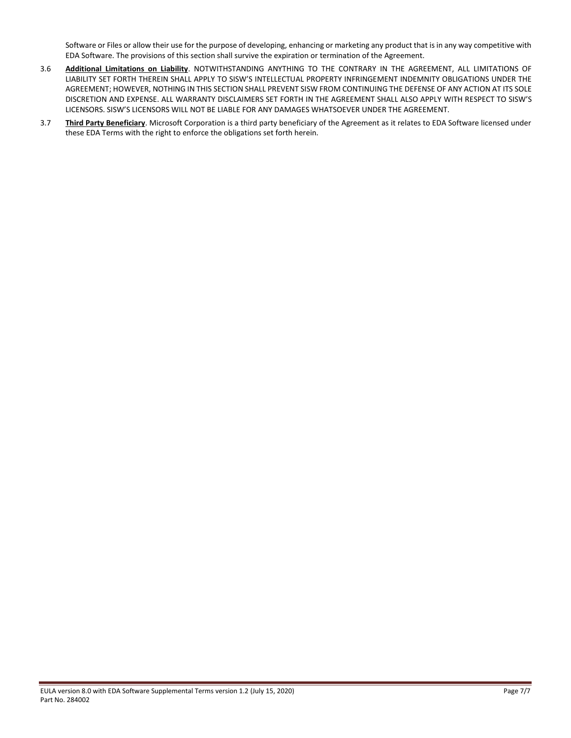Software or Files or allow their use for the purpose of developing, enhancing or marketing any product that is in any way competitive with EDA Software. The provisions of this section shall survive the expiration or termination of the Agreement.

3.6 **Additional Limitations on Liability**. NOTWITHSTANDING ANYTHING TO THE CONTRARY IN THE AGREEMENT, ALL LIMITATIONS OF LIABILITY SET FORTH THEREIN SHALL APPLY TO SISW'S INTELLECTUAL PROPERTY INFRINGEMENT INDEMNITY OBLIGATIONS UNDER THE AGREEMENT; HOWEVER, NOTHING IN THIS SECTION SHALL PREVENT SISW FROM CONTINUING THE DEFENSE OF ANY ACTION AT ITS SOLE DISCRETION AND EXPENSE. ALL WARRANTY DISCLAIMERS SET FORTH IN THE AGREEMENT SHALL ALSO APPLY WITH RESPECT TO SISW'S LICENSORS. SISW'S LICENSORS WILL NOT BE LIABLE FOR ANY DAMAGES WHATSOEVER UNDER THE AGREEMENT.

3.7 **Third Party Beneficiary**. Microsoft Corporation is a third party beneficiary of the Agreement as it relates to EDA Software licensed under these EDA Terms with the right to enforce the obligations set forth herein.